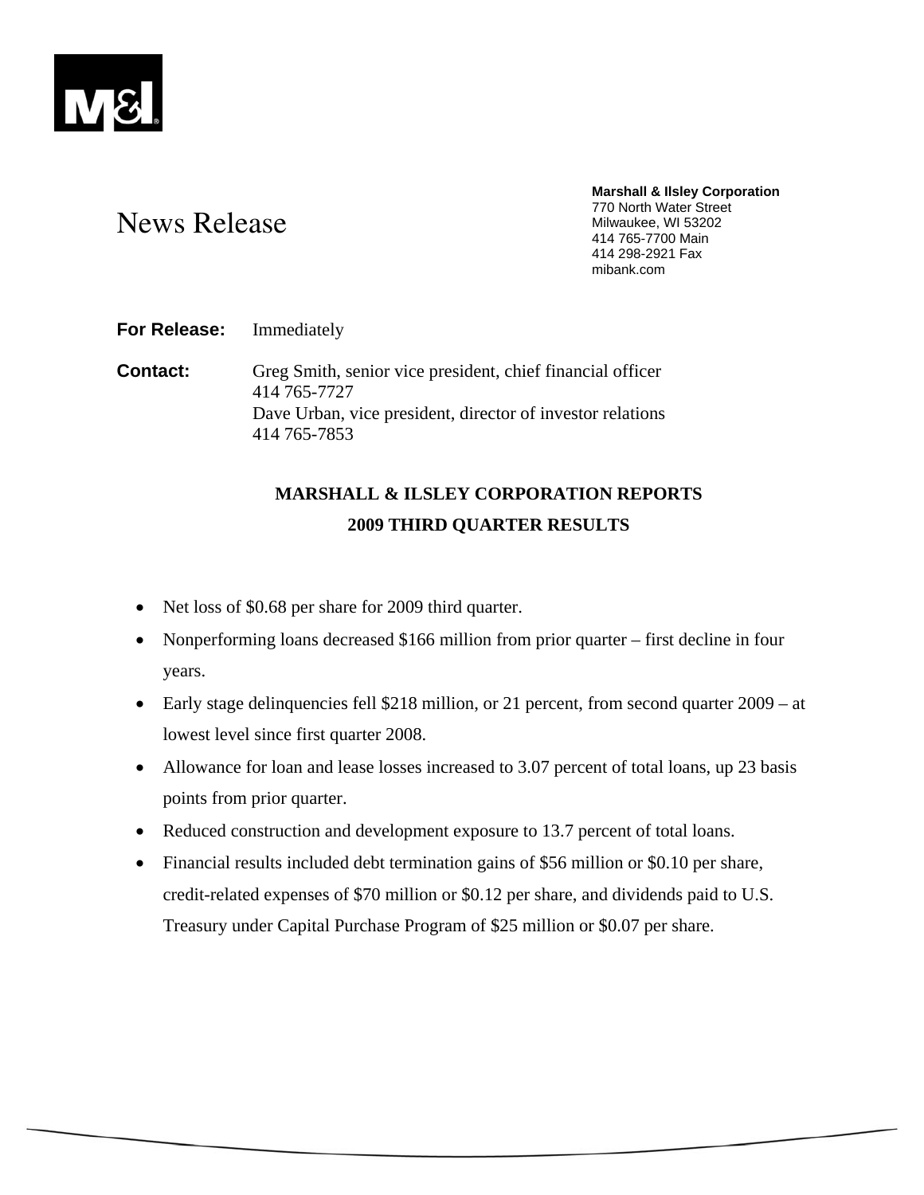# News Release

**Marshall & Ilsley Corporation**
770 North Water Street
Milwaukee, WI 53202
414 765-7700 Main
414 298-2921 Fax
mibank.com

**For Release:** Immediately

**Contact:** Greg Smith, senior vice president, chief financial officer
414 765-7727
Dave Urban, vice president, director of investor relations
414 765-7853

## MARSHALL & ILSLEY CORPORATION REPORTS 2009 THIRD QUARTER RESULTS

- Net loss of $0.68 per share for 2009 third quarter.
- Nonperforming loans decreased $166 million from prior quarter – first decline in four years.
- Early stage delinquencies fell $218 million, or 21 percent, from second quarter 2009 – at lowest level since first quarter 2008.
- Allowance for loan and lease losses increased to 3.07 percent of total loans, up 23 basis points from prior quarter.
- Reduced construction and development exposure to 13.7 percent of total loans.
- Financial results included debt termination gains of $56 million or $0.10 per share, credit-related expenses of $70 million or $0.12 per share, and dividends paid to U.S. Treasury under Capital Purchase Program of $25 million or $0.07 per share.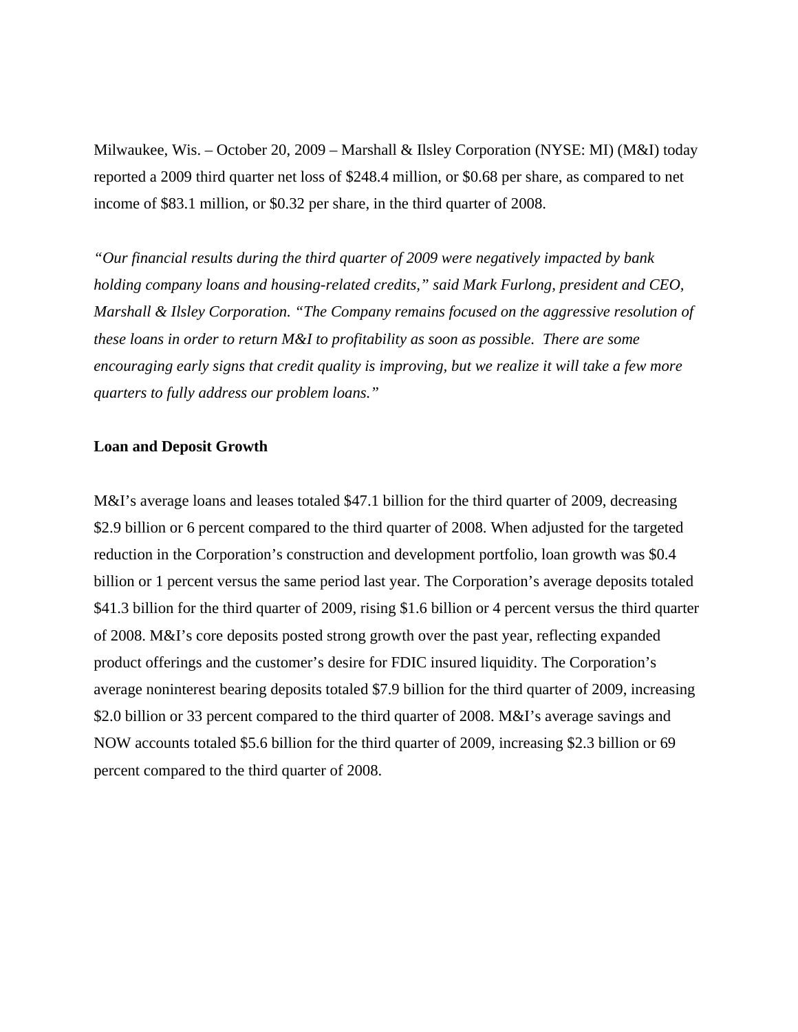Milwaukee, Wis. – October 20, 2009 – Marshall & Ilsley Corporation (NYSE: MI) (M&I) today reported a 2009 third quarter net loss of $248.4 million, or $0.68 per share, as compared to net income of $83.1 million, or $0.32 per share, in the third quarter of 2008.

*"Our financial results during the third quarter of 2009 were negatively impacted by bank holding company loans and housing-related credits," said Mark Furlong, president and CEO, Marshall & Ilsley Corporation. "The Company remains focused on the aggressive resolution of these loans in order to return M&I to profitability as soon as possible. There are some encouraging early signs that credit quality is improving, but we realize it will take a few more quarters to fully address our problem loans."*

**Loan and Deposit Growth**

M&I's average loans and leases totaled $47.1 billion for the third quarter of 2009, decreasing $2.9 billion or 6 percent compared to the third quarter of 2008. When adjusted for the targeted reduction in the Corporation's construction and development portfolio, loan growth was $0.4 billion or 1 percent versus the same period last year. The Corporation's average deposits totaled $41.3 billion for the third quarter of 2009, rising $1.6 billion or 4 percent versus the third quarter of 2008. M&I's core deposits posted strong growth over the past year, reflecting expanded product offerings and the customer's desire for FDIC insured liquidity. The Corporation's average noninterest bearing deposits totaled $7.9 billion for the third quarter of 2009, increasing $2.0 billion or 33 percent compared to the third quarter of 2008. M&I's average savings and NOW accounts totaled $5.6 billion for the third quarter of 2009, increasing $2.3 billion or 69 percent compared to the third quarter of 2008.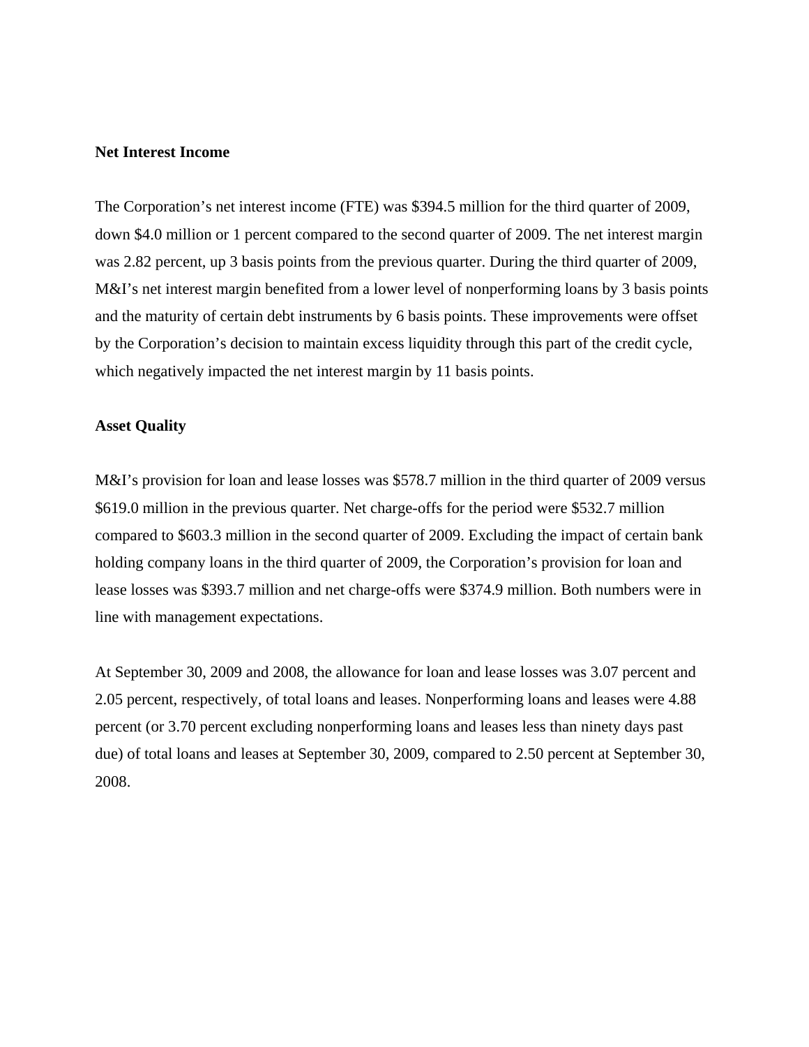**Net Interest Income**

The Corporation's net interest income (FTE) was $394.5 million for the third quarter of 2009, down $4.0 million or 1 percent compared to the second quarter of 2009. The net interest margin was 2.82 percent, up 3 basis points from the previous quarter. During the third quarter of 2009, M&I's net interest margin benefited from a lower level of nonperforming loans by 3 basis points and the maturity of certain debt instruments by 6 basis points. These improvements were offset by the Corporation's decision to maintain excess liquidity through this part of the credit cycle, which negatively impacted the net interest margin by 11 basis points.

**Asset Quality**

M&I's provision for loan and lease losses was $578.7 million in the third quarter of 2009 versus $619.0 million in the previous quarter. Net charge-offs for the period were $532.7 million compared to $603.3 million in the second quarter of 2009. Excluding the impact of certain bank holding company loans in the third quarter of 2009, the Corporation's provision for loan and lease losses was $393.7 million and net charge-offs were $374.9 million. Both numbers were in line with management expectations.

At September 30, 2009 and 2008, the allowance for loan and lease losses was 3.07 percent and 2.05 percent, respectively, of total loans and leases. Nonperforming loans and leases were 4.88 percent (or 3.70 percent excluding nonperforming loans and leases less than ninety days past due) of total loans and leases at September 30, 2009, compared to 2.50 percent at September 30, 2008.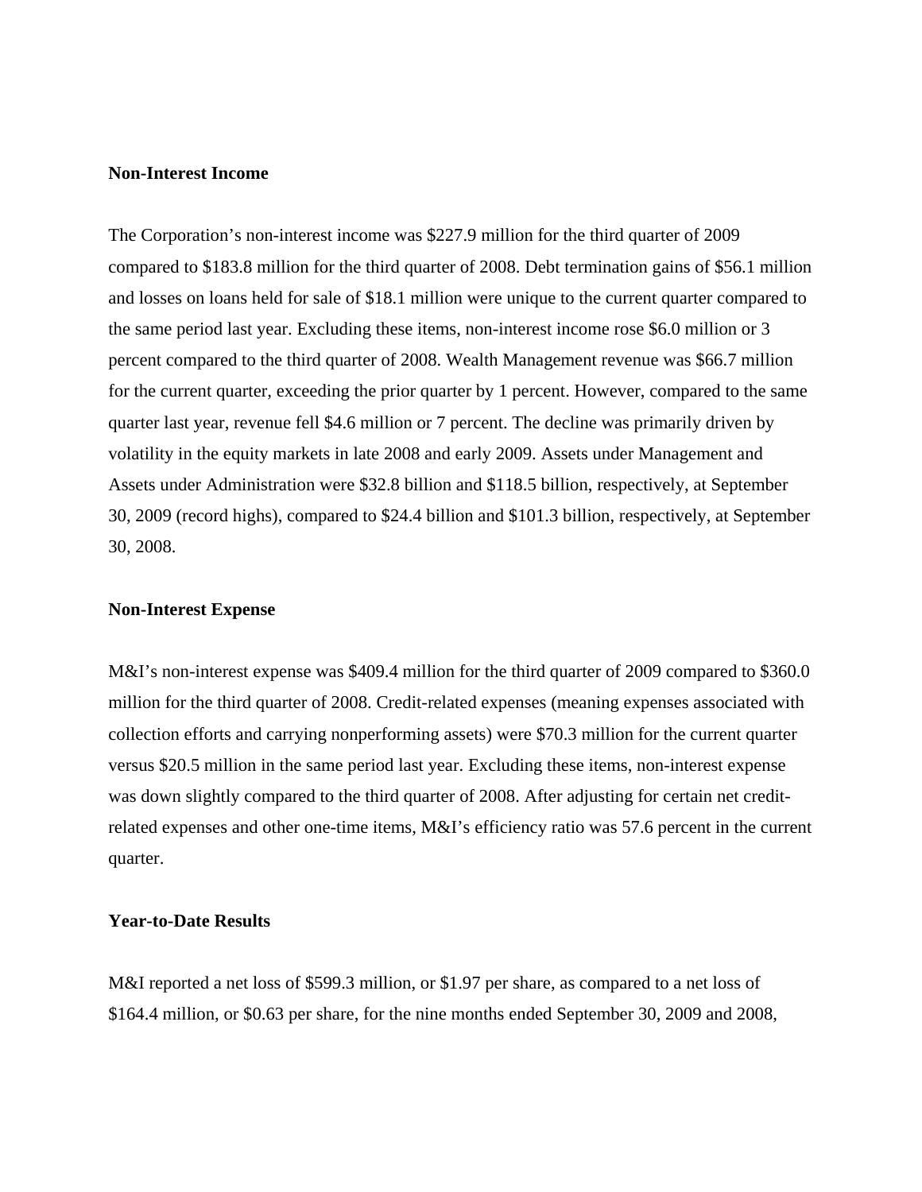**Non-Interest Income**

The Corporation’s non-interest income was $227.9 million for the third quarter of 2009 compared to $183.8 million for the third quarter of 2008. Debt termination gains of $56.1 million and losses on loans held for sale of $18.1 million were unique to the current quarter compared to the same period last year. Excluding these items, non-interest income rose $6.0 million or 3 percent compared to the third quarter of 2008. Wealth Management revenue was $66.7 million for the current quarter, exceeding the prior quarter by 1 percent. However, compared to the same quarter last year, revenue fell $4.6 million or 7 percent. The decline was primarily driven by volatility in the equity markets in late 2008 and early 2009. Assets under Management and Assets under Administration were $32.8 billion and $118.5 billion, respectively, at September 30, 2009 (record highs), compared to $24.4 billion and $101.3 billion, respectively, at September 30, 2008.

**Non-Interest Expense**

M&I’s non-interest expense was $409.4 million for the third quarter of 2009 compared to $360.0 million for the third quarter of 2008. Credit-related expenses (meaning expenses associated with collection efforts and carrying nonperforming assets) were $70.3 million for the current quarter versus $20.5 million in the same period last year. Excluding these items, non-interest expense was down slightly compared to the third quarter of 2008. After adjusting for certain net credit-related expenses and other one-time items, M&I’s efficiency ratio was 57.6 percent in the current quarter.

**Year-to-Date Results**

M&I reported a net loss of $599.3 million, or $1.97 per share, as compared to a net loss of $164.4 million, or $0.63 per share, for the nine months ended September 30, 2009 and 2008,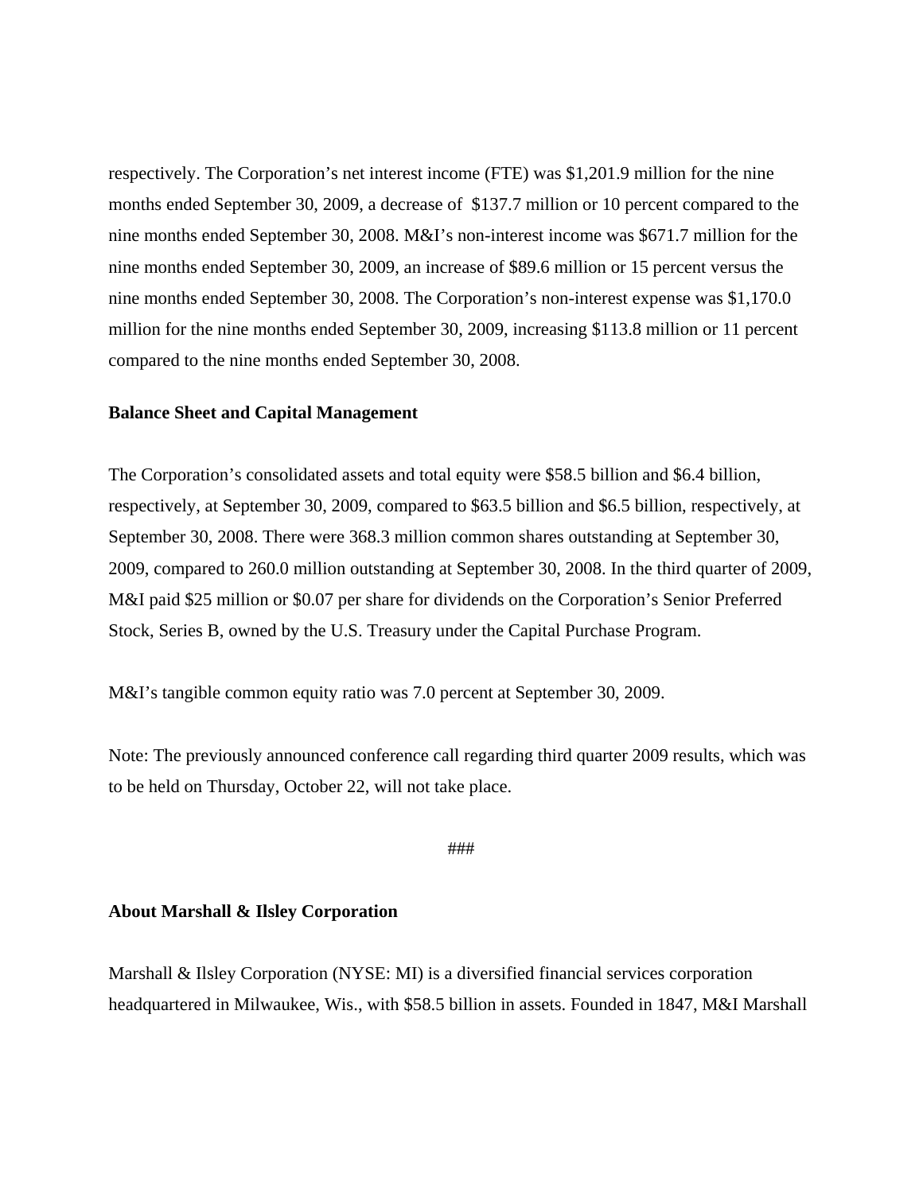respectively. The Corporation's net interest income (FTE) was $1,201.9 million for the nine months ended September 30, 2009, a decrease of $137.7 million or 10 percent compared to the nine months ended September 30, 2008. M&I's non-interest income was $671.7 million for the nine months ended September 30, 2009, an increase of $89.6 million or 15 percent versus the nine months ended September 30, 2008. The Corporation's non-interest expense was $1,170.0 million for the nine months ended September 30, 2009, increasing $113.8 million or 11 percent compared to the nine months ended September 30, 2008.

**Balance Sheet and Capital Management**

The Corporation's consolidated assets and total equity were $58.5 billion and $6.4 billion, respectively, at September 30, 2009, compared to $63.5 billion and $6.5 billion, respectively, at September 30, 2008. There were 368.3 million common shares outstanding at September 30, 2009, compared to 260.0 million outstanding at September 30, 2008. In the third quarter of 2009, M&I paid $25 million or $0.07 per share for dividends on the Corporation's Senior Preferred Stock, Series B, owned by the U.S. Treasury under the Capital Purchase Program.

M&I's tangible common equity ratio was 7.0 percent at September 30, 2009.

Note: The previously announced conference call regarding third quarter 2009 results, which was to be held on Thursday, October 22, will not take place.

###

**About Marshall & Ilsley Corporation**

Marshall & Ilsley Corporation (NYSE: MI) is a diversified financial services corporation headquartered in Milwaukee, Wis., with $58.5 billion in assets. Founded in 1847, M&I Marshall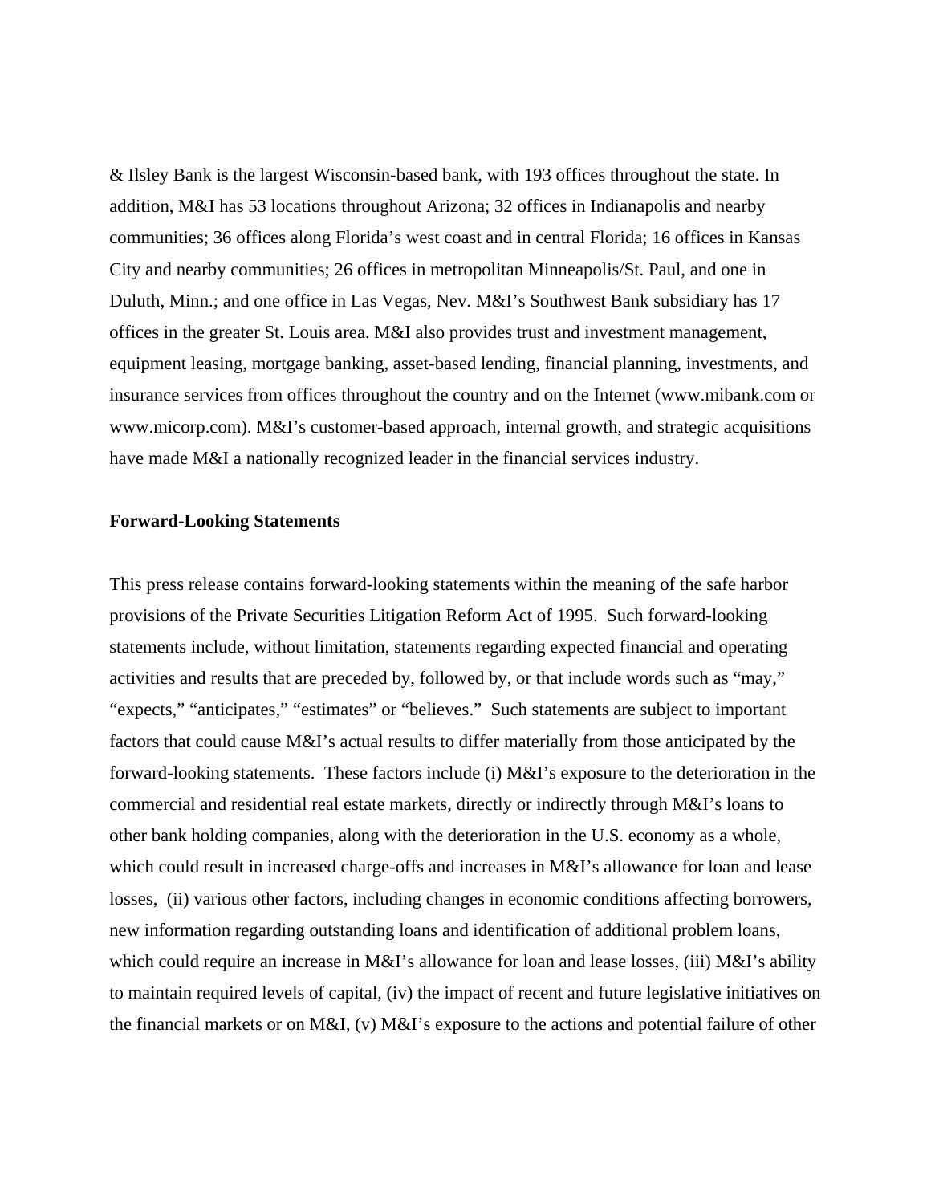& Ilsley Bank is the largest Wisconsin-based bank, with 193 offices throughout the state. In addition, M&I has 53 locations throughout Arizona; 32 offices in Indianapolis and nearby communities; 36 offices along Florida's west coast and in central Florida; 16 offices in Kansas City and nearby communities; 26 offices in metropolitan Minneapolis/St. Paul, and one in Duluth, Minn.; and one office in Las Vegas, Nev. M&I's Southwest Bank subsidiary has 17 offices in the greater St. Louis area. M&I also provides trust and investment management, equipment leasing, mortgage banking, asset-based lending, financial planning, investments, and insurance services from offices throughout the country and on the Internet (www.mibank.com or www.micorp.com). M&I's customer-based approach, internal growth, and strategic acquisitions have made M&I a nationally recognized leader in the financial services industry.

**Forward-Looking Statements**

This press release contains forward-looking statements within the meaning of the safe harbor provisions of the Private Securities Litigation Reform Act of 1995. Such forward-looking statements include, without limitation, statements regarding expected financial and operating activities and results that are preceded by, followed by, or that include words such as "may," "expects," "anticipates," "estimates" or "believes." Such statements are subject to important factors that could cause M&I's actual results to differ materially from those anticipated by the forward-looking statements. These factors include (i) M&I's exposure to the deterioration in the commercial and residential real estate markets, directly or indirectly through M&I's loans to other bank holding companies, along with the deterioration in the U.S. economy as a whole, which could result in increased charge-offs and increases in M&I's allowance for loan and lease losses, (ii) various other factors, including changes in economic conditions affecting borrowers, new information regarding outstanding loans and identification of additional problem loans, which could require an increase in M&I's allowance for loan and lease losses, (iii) M&I's ability to maintain required levels of capital, (iv) the impact of recent and future legislative initiatives on the financial markets or on M&I, (v) M&I's exposure to the actions and potential failure of other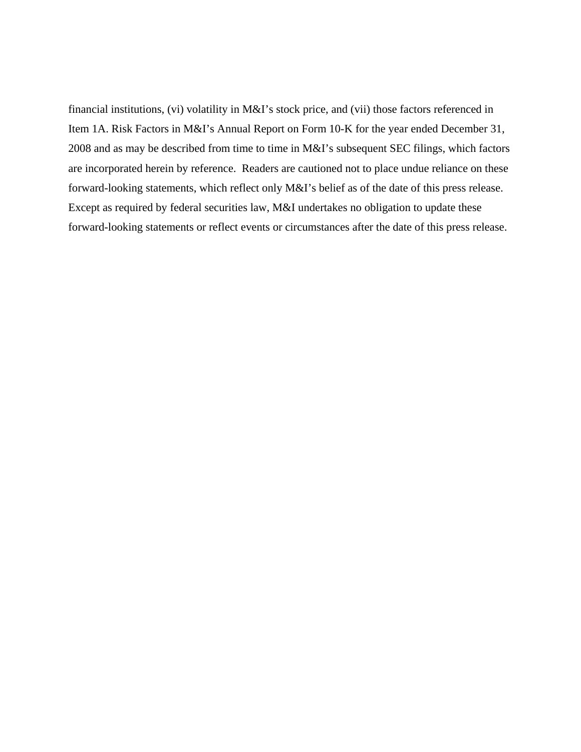financial institutions, (vi) volatility in M&I's stock price, and (vii) those factors referenced in Item 1A. Risk Factors in M&I's Annual Report on Form 10-K for the year ended December 31, 2008 and as may be described from time to time in M&I's subsequent SEC filings, which factors are incorporated herein by reference. Readers are cautioned not to place undue reliance on these forward-looking statements, which reflect only M&I's belief as of the date of this press release. Except as required by federal securities law, M&I undertakes no obligation to update these forward-looking statements or reflect events or circumstances after the date of this press release.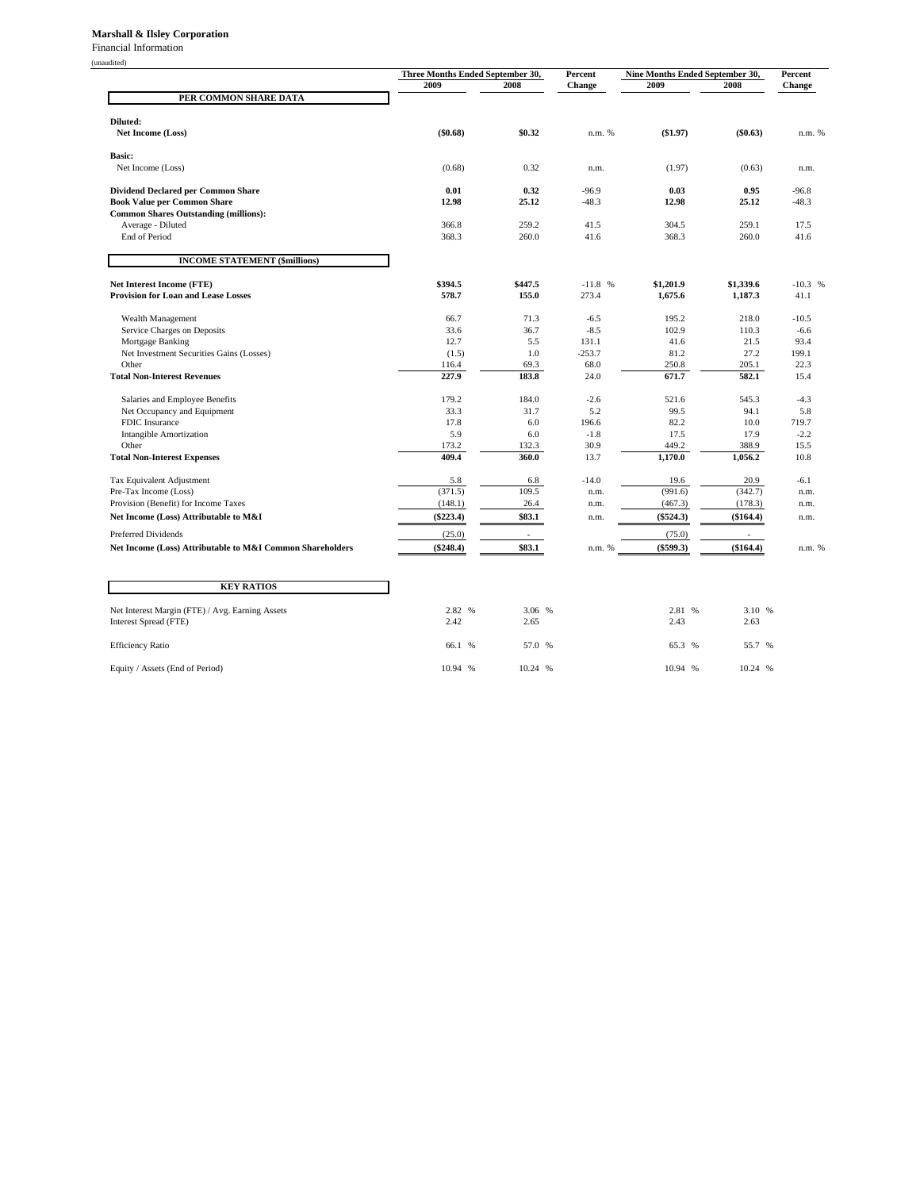**Marshall & Ilsley Corporation**

Financial Information

(unaudited)

| | Three Months Ended September 30, 2009 | Three Months Ended September 30, 2008 | Percent Change | Nine Months Ended September 30, 2009 | Nine Months Ended September 30, 2008 | Percent Change |
|---|---|---|---|---|---|---|
| **PER COMMON SHARE DATA** | | | | | | |
| **Diluted:** | | | | | | |
| **Net Income (Loss)** | **($0.68)** | **$0.32** | n.m. % | **($1.97)** | **($0.63)** | n.m. % |
| **Basic:** | | | | | | |
| Net Income (Loss) | (0.68) | 0.32 | n.m. | (1.97) | (0.63) | n.m. |
| **Dividend Declared per Common Share** | **0.01** | **0.32** | -96.9 | **0.03** | **0.95** | -96.8 |
| **Book Value per Common Share** | **12.98** | **25.12** | -48.3 | **12.98** | **25.12** | -48.3 |
| **Common Shares Outstanding (millions):** | | | | | | |
| Average - Diluted | 366.8 | 259.2 | 41.5 | 304.5 | 259.1 | 17.5 |
| End of Period | 368.3 | 260.0 | 41.6 | 368.3 | 260.0 | 41.6 |
| **INCOME STATEMENT ($millions)** | | | | | | |
| **Net Interest Income (FTE)** | **$394.5** | **$447.5** | -11.8 % | **$1,201.9** | **$1,339.6** | -10.3 % |
| **Provision for Loan and Lease Losses** | **578.7** | **155.0** | 273.4 | **1,675.6** | **1,187.3** | 41.1 |
| Wealth Management | 66.7 | 71.3 | -6.5 | 195.2 | 218.0 | -10.5 |
| Service Charges on Deposits | 33.6 | 36.7 | -8.5 | 102.9 | 110.3 | -6.6 |
| Mortgage Banking | 12.7 | 5.5 | 131.1 | 41.6 | 21.5 | 93.4 |
| Net Investment Securities Gains (Losses) | (1.5) | 1.0 | -253.7 | 81.2 | 27.2 | 199.1 |
| Other | 116.4 | 69.3 | 68.0 | 250.8 | 205.1 | 22.3 |
| **Total Non-Interest Revenues** | **227.9** | **183.8** | 24.0 | **671.7** | **582.1** | 15.4 |
| Salaries and Employee Benefits | 179.2 | 184.0 | -2.6 | 521.6 | 545.3 | -4.3 |
| Net Occupancy and Equipment | 33.3 | 31.7 | 5.2 | 99.5 | 94.1 | 5.8 |
| FDIC Insurance | 17.8 | 6.0 | 196.6 | 82.2 | 10.0 | 719.7 |
| Intangible Amortization | 5.9 | 6.0 | -1.8 | 17.5 | 17.9 | -2.2 |
| Other | 173.2 | 132.3 | 30.9 | 449.2 | 388.9 | 15.5 |
| **Total Non-Interest Expenses** | **409.4** | **360.0** | 13.7 | **1,170.0** | **1,056.2** | 10.8 |
| Tax Equivalent Adjustment | 5.8 | 6.8 | -14.0 | 19.6 | 20.9 | -6.1 |
| Pre-Tax Income (Loss) | (371.5) | 109.5 | n.m. | (991.6) | (342.7) | n.m. |
| Provision (Benefit) for Income Taxes | (148.1) | 26.4 | n.m. | (467.3) | (178.3) | n.m. |
| **Net Income (Loss) Attributable to M&I** | **($223.4)** | **$83.1** | n.m. | **($524.3)** | **($164.4)** | n.m. |
| Preferred Dividends | (25.0) | - | | (75.0) | - | |
| **Net Income (Loss) Attributable to M&I Common Shareholders** | **($248.4)** | **$83.1** | n.m. % | **($599.3)** | **($164.4)** | n.m. % |
| **KEY RATIOS** | | | | | | |
| Net Interest Margin (FTE) / Avg. Earning Assets | 2.82 % | 3.06 % | | 2.81 % | 3.10 % | |
| Interest Spread (FTE) | 2.42 | 2.65 | | 2.43 | 2.63 | |
| Efficiency Ratio | 66.1 % | 57.0 % | | 65.3 % | 55.7 % | |
| Equity / Assets (End of Period) | 10.94 % | 10.24 % | | 10.94 % | 10.24 % | |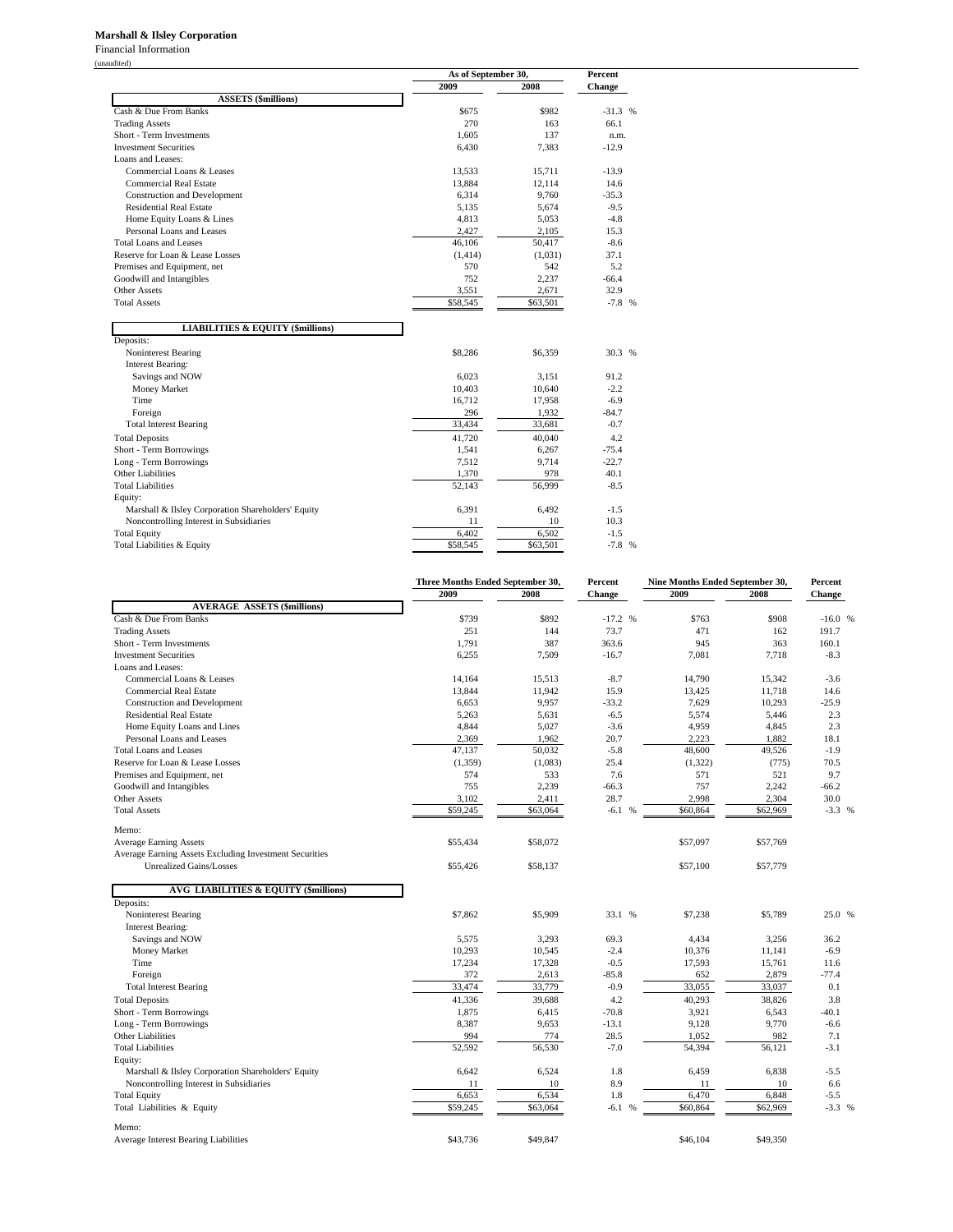**Marshall & Ilsley Corporation**

Financial Information

(unaudited)

| | As of September 30, | | Percent |
|---|---|---|---|
| | 2009 | 2008 | Change |
| **ASSETS ($millions)** | | | |
| Cash & Due From Banks | $675 | $982 | -31.3 % |
| Trading Assets | 270 | 163 | 66.1 |
| Short - Term Investments | 1,605 | 137 | n.m. |
| Investment Securities | 6,430 | 7,383 | -12.9 |
| Loans and Leases: | | | |
| Commercial Loans & Leases | 13,533 | 15,711 | -13.9 |
| Commercial Real Estate | 13,884 | 12,114 | 14.6 |
| Construction and Development | 6,314 | 9,760 | -35.3 |
| Residential Real Estate | 5,135 | 5,674 | -9.5 |
| Home Equity Loans & Lines | 4,813 | 5,053 | -4.8 |
| Personal Loans and Leases | 2,427 | 2,105 | 15.3 |
| Total Loans and Leases | 46,106 | 50,417 | -8.6 |
| Reserve for Loan & Lease Losses | (1,414) | (1,031) | 37.1 |
| Premises and Equipment, net | 570 | 542 | 5.2 |
| Goodwill and Intangibles | 752 | 2,237 | -66.4 |
| Other Assets | 3,551 | 2,671 | 32.9 |
| Total Assets | $58,545 | $63,501 | -7.8 % |
| **LIABILITIES & EQUITY ($millions)** | | | |
| Deposits: | | | |
| Noninterest Bearing | $8,286 | $6,359 | 30.3 % |
| Interest Bearing: | | | |
| Savings and NOW | 6,023 | 3,151 | 91.2 |
| Money Market | 10,403 | 10,640 | -2.2 |
| Time | 16,712 | 17,958 | -6.9 |
| Foreign | 296 | 1,932 | -84.7 |
| Total Interest Bearing | 33,434 | 33,681 | -0.7 |
| Total Deposits | 41,720 | 40,040 | 4.2 |
| Short - Term Borrowings | 1,541 | 6,267 | -75.4 |
| Long - Term Borrowings | 7,512 | 9,714 | -22.7 |
| Other Liabilities | 1,370 | 978 | 40.1 |
| Total Liabilities | 52,143 | 56,999 | -8.5 |
| Equity: | | | |
| Marshall & Ilsley Corporation Shareholders' Equity | 6,391 | 6,492 | -1.5 |
| Noncontrolling Interest in Subsidiaries | 11 | 10 | 10.3 |
| Total Equity | 6,402 | 6,502 | -1.5 |
| Total Liabilities & Equity | $58,545 | $63,501 | -7.8 % |

| | Three Months Ended September 30, | | Percent | Nine Months Ended September 30, | | Percent |
|---|---|---|---|---|---|---|
| | 2009 | 2008 | Change | 2009 | 2008 | Change |
| **AVERAGE ASSETS ($millions)** | | | | | | |
| Cash & Due From Banks | $739 | $892 | -17.2 % | $763 | $908 | -16.0 % |
| Trading Assets | 251 | 144 | 73.7 | 471 | 162 | 191.7 |
| Short - Term Investments | 1,791 | 387 | 363.6 | 945 | 363 | 160.1 |
| Investment Securities | 6,255 | 7,509 | -16.7 | 7,081 | 7,718 | -8.3 |
| Loans and Leases: | | | | | | |
| Commercial Loans & Leases | 14,164 | 15,513 | -8.7 | 14,790 | 15,342 | -3.6 |
| Commercial Real Estate | 13,844 | 11,942 | 15.9 | 13,425 | 11,718 | 14.6 |
| Construction and Development | 6,653 | 9,957 | -33.2 | 7,629 | 10,293 | -25.9 |
| Residential Real Estate | 5,263 | 5,631 | -6.5 | 5,574 | 5,446 | 2.3 |
| Home Equity Loans and Lines | 4,844 | 5,027 | -3.6 | 4,959 | 4,845 | 2.3 |
| Personal Loans and Leases | 2,369 | 1,962 | 20.7 | 2,223 | 1,882 | 18.1 |
| Total Loans and Leases | 47,137 | 50,032 | -5.8 | 48,600 | 49,526 | -1.9 |
| Reserve for Loan & Lease Losses | (1,359) | (1,083) | 25.4 | (1,322) | (775) | 70.5 |
| Premises and Equipment, net | 574 | 533 | 7.6 | 571 | 521 | 9.7 |
| Goodwill and Intangibles | 755 | 2,239 | -66.3 | 757 | 2,242 | -66.2 |
| Other Assets | 3,102 | 2,411 | 28.7 | 2,998 | 2,304 | 30.0 |
| Total Assets | $59,245 | $63,064 | -6.1 % | $60,864 | $62,969 | -3.3 % |
| Memo: | | | | | | |
| Average Earning Assets | $55,434 | $58,072 | | $57,097 | $57,769 | |
| Average Earning Assets Excluding Investment Securities Unrealized Gains/Losses | $55,426 | $58,137 | | $57,100 | $57,779 | |
| **AVG LIABILITIES & EQUITY ($millions)** | | | | | | |
| Deposits: | | | | | | |
| Noninterest Bearing | $7,862 | $5,909 | 33.1 % | $7,238 | $5,789 | 25.0 % |
| Interest Bearing: | | | | | | |
| Savings and NOW | 5,575 | 3,293 | 69.3 | 4,434 | 3,256 | 36.2 |
| Money Market | 10,293 | 10,545 | -2.4 | 10,376 | 11,141 | -6.9 |
| Time | 17,234 | 17,328 | -0.5 | 17,593 | 15,761 | 11.6 |
| Foreign | 372 | 2,613 | -85.8 | 652 | 2,879 | -77.4 |
| Total Interest Bearing | 33,474 | 33,779 | -0.9 | 33,055 | 33,037 | 0.1 |
| Total Deposits | 41,336 | 39,688 | 4.2 | 40,293 | 38,826 | 3.8 |
| Short - Term Borrowings | 1,875 | 6,415 | -70.8 | 3,921 | 6,543 | -40.1 |
| Long - Term Borrowings | 8,387 | 9,653 | -13.1 | 9,128 | 9,770 | -6.6 |
| Other Liabilities | 994 | 774 | 28.5 | 1,052 | 982 | 7.1 |
| Total Liabilities | 52,592 | 56,530 | -7.0 | 54,394 | 56,121 | -3.1 |
| Equity: | | | | | | |
| Marshall & Ilsley Corporation Shareholders' Equity | 6,642 | 6,524 | 1.8 | 6,459 | 6,838 | -5.5 |
| Noncontrolling Interest in Subsidiaries | 11 | 10 | 8.9 | 11 | 10 | 6.6 |
| Total Equity | 6,653 | 6,534 | 1.8 | 6,470 | 6,848 | -5.5 |
| Total Liabilities & Equity | $59,245 | $63,064 | -6.1 % | $60,864 | $62,969 | -3.3 % |
| Memo: | | | | | | |
| Average Interest Bearing Liabilities | $43,736 | $49,847 | | $46,104 | $49,350 | |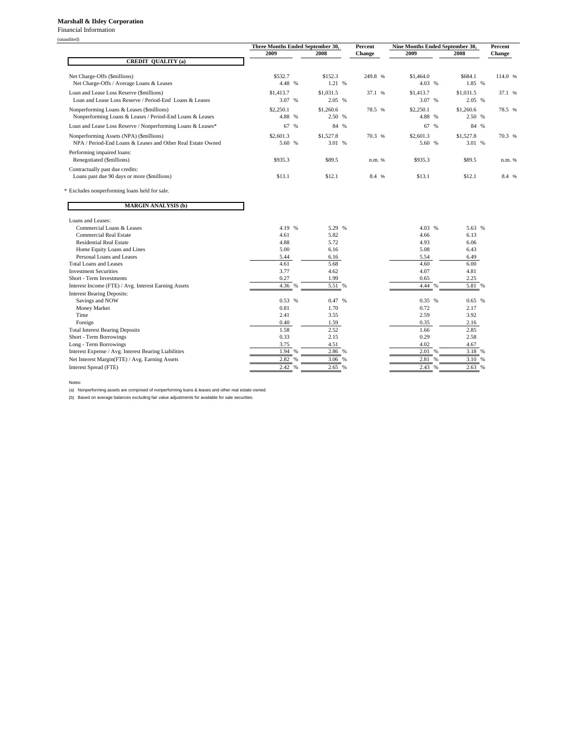**Marshall & Ilsley Corporation**

Financial Information

(unaudited)

| | Three Months Ended September 30, 2009 | Three Months Ended September 30, 2008 | Percent Change | Nine Months Ended September 30, 2009 | Nine Months Ended September 30, 2008 | Percent Change |
|---|---|---|---|---|---|---|
| **CREDIT QUALITY (a)** | | | | | | |
| Net Charge-Offs ($millions) | $532.7 | $152.3 | 249.8 % | $1,464.0 | $684.1 | 114.0 % |
| Net Charge-Offs / Average Loans & Leases | 4.48 % | 1.21 % | | 4.03 % | 1.85 % | |
| Loan and Lease Loss Reserve ($millions) | $1,413.7 | $1,031.5 | 37.1 % | $1,413.7 | $1,031.5 | 37.1 % |
| Loan and Lease Loss Reserve / Period-End Loans & Leases | 3.07 % | 2.05 % | | 3.07 % | 2.05 % | |
| Nonperforming Loans & Leases ($millions) | $2,250.1 | $1,260.6 | 78.5 % | $2,250.1 | $1,260.6 | 78.5 % |
| Nonperforming Loans & Leases / Period-End Loans & Leases | 4.88 % | 2.50 % | | 4.88 % | 2.50 % | |
| Loan and Lease Loss Reserve / Nonperforming Loans & Leases* | 67 % | 84 % | | 67 % | 84 % | |
| Nonperforming Assets (NPA) ($millions) | $2,601.3 | $1,527.8 | 70.3 % | $2,601.3 | $1,527.8 | 70.3 % |
| NPA / Period-End Loans & Leases and Other Real Estate Owned | 5.60 % | 3.01 % | | 5.60 % | 3.01 % | |
| Performing impaired loans: | | | | | | |
| Renegotiated ($millions) | $935.3 | $89.5 | n.m. % | $935.3 | $89.5 | n.m. % |
| Contractually past due credits: | | | | | | |
| Loans past due 90 days or more ($millions) | $13.1 | $12.1 | 8.4 % | $13.1 | $12.1 | 8.4 % |

\* Excludes nonperforming loans held for sale.

| | Three Months Ended September 30, 2009 | Three Months Ended September 30, 2008 | Nine Months Ended September 30, 2009 | Nine Months Ended September 30, 2008 |
|---|---|---|---|---|
| **MARGIN ANALYSIS (b)** | | | | |
| Loans and Leases: | | | | |
| Commercial Loans & Leases | 4.19 % | 5.29 % | 4.03 % | 5.63 % |
| Commercial Real Estate | 4.61 | 5.82 | 4.66 | 6.13 |
| Residential Real Estate | 4.88 | 5.72 | 4.93 | 6.06 |
| Home Equity Loans and Lines | 5.00 | 6.16 | 5.08 | 6.43 |
| Personal Loans and Leases | 5.44 | 6.16 | 5.54 | 6.49 |
| Total Loans and Leases | 4.61 | 5.68 | 4.60 | 6.00 |
| Investment Securities | 3.77 | 4.62 | 4.07 | 4.81 |
| Short - Term Investments | 0.27 | 1.99 | 0.65 | 2.25 |
| Interest Income (FTE) / Avg. Interest Earning Assets | 4.36 % | 5.51 % | 4.44 % | 5.81 % |
| Interest Bearing Deposits: | | | | |
| Savings and NOW | 0.53 % | 0.47 % | 0.35 % | 0.65 % |
| Money Market | 0.81 | 1.70 | 0.72 | 2.17 |
| Time | 2.41 | 3.55 | 2.59 | 3.92 |
| Foreign | 0.40 | 1.59 | 0.35 | 2.16 |
| Total Interest Bearing Deposits | 1.58 | 2.52 | 1.66 | 2.85 |
| Short - Term Borrowings | 0.33 | 2.15 | 0.29 | 2.58 |
| Long - Term Borrowings | 3.75 | 4.51 | 4.02 | 4.67 |
| Interest Expense / Avg. Interest Bearing Liabilities | 1.94 % | 2.86 % | 2.01 % | 3.18 % |
| Net Interest Margin(FTE) / Avg. Earning Assets | 2.82 % | 3.06 % | 2.81 % | 3.10 % |
| Interest Spread (FTE) | 2.42 % | 2.65 % | 2.43 % | 2.63 % |

Notes:

(a) Nonperforming assets are comprised of nonperforming loans & leases and other real estate owned.

(b) Based on average balances excluding fair value adjustments for available for sale securities.